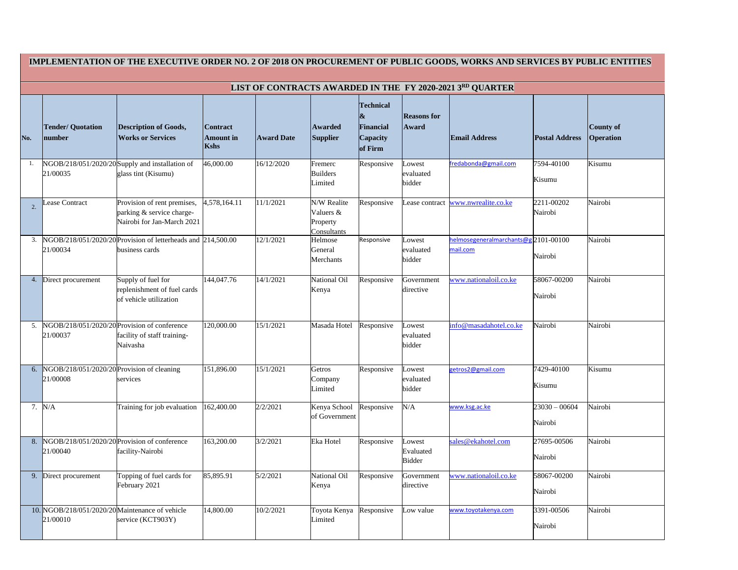# IMPLEMENTATION OF THE EXECUTIVE ORDER NO. 2 OF 2018 ON PROCUREMENT OF PUBLIC GOODS, WORKS AND SERVICES BY PUBLIC ENTITIES

## LIST OF CONTRACTS AWARDED IN THE FY 2020-2021 3RD QUARTER

| No. | Tender/ Quotation number | Description of Goods, Works or Services | Contract Amount in Kshs | Award Date | Awarded Supplier | Technical & Financial Capacity of Firm | Reasons for Award | Email Address | Postal Address | County of Operation |
|---|---|---|---|---|---|---|---|---|---|---|
| 1. | NGOB/218/051/2020/2021/00035 | Supply and installation of glass tint (Kisumu) | 46,000.00 | 16/12/2020 | Fremerc Builders Limited | Responsive | Lowest evaluated bidder | fredabonda@gmail.com | 7594-40100 Kisumu | Kisumu |
| 2. | Lease Contract | Provision of rent premises, parking & service charge-Nairobi for Jan-March 2021 | 4,578,164.11 | 11/1/2021 | N/W Realite Valuers & Property Consultants | Responsive | Lease contract | www.nwrealite.co.ke | 2211-00202 Nairobi | Nairobi |
| 3. | NGOB/218/051/2020/2021/00034 | Provision of letterheads and business cards | 214,500.00 | 12/1/2021 | Helmose General Merchants | Responsive | Lowest evaluated bidder | helmosegeneralmarchants@gmail.com | 2101-00100 Nairobi | Nairobi |
| 4. | Direct procurement | Supply of fuel for replenishment of fuel cards of vehicle utilization | 144,047.76 | 14/1/2021 | National Oil Kenya | Responsive | Government directive | www.nationaloil.co.ke | 58067-00200 Nairobi | Nairobi |
| 5. | NGOB/218/051/2020/2021/00037 | Provision of conference facility of staff training-Naivasha | 120,000.00 | 15/1/2021 | Masada Hotel | Responsive | Lowest evaluated bidder | info@masadahotel.co.ke | Nairobi | Nairobi |
| 6. | NGOB/218/051/2020/2021/00008 | Provision of cleaning services | 151,896.00 | 15/1/2021 | Getros Company Limited | Responsive | Lowest evaluated bidder | getros2@gmail.com | 7429-40100 Kisumu | Kisumu |
| 7. | N/A | Training for job evaluation | 162,400.00 | 2/2/2021 | Kenya School of Government | Responsive | N/A | www.ksg.ac.ke | 23030 – 00604 Nairobi | Nairobi |
| 8. | NGOB/218/051/2020/2021/00040 | Provision of conference facility-Nairobi | 163,200.00 | 3/2/2021 | Eka Hotel | Responsive | Lowest Evaluated Bidder | sales@ekahotel.com | 27695-00506 Nairobi | Nairobi |
| 9. | Direct procurement | Topping of fuel cards for February 2021 | 85,895.91 | 5/2/2021 | National Oil Kenya | Responsive | Government directive | www.nationaloil.co.ke | 58067-00200 Nairobi | Nairobi |
| 10. | NGOB/218/051/2020/2021/00010 | Maintenance of vehicle service (KCT903Y) | 14,800.00 | 10/2/2021 | Toyota Kenya Limited | Responsive | Low value | www.toyotakenya.com | 3391-00506 Nairobi | Nairobi |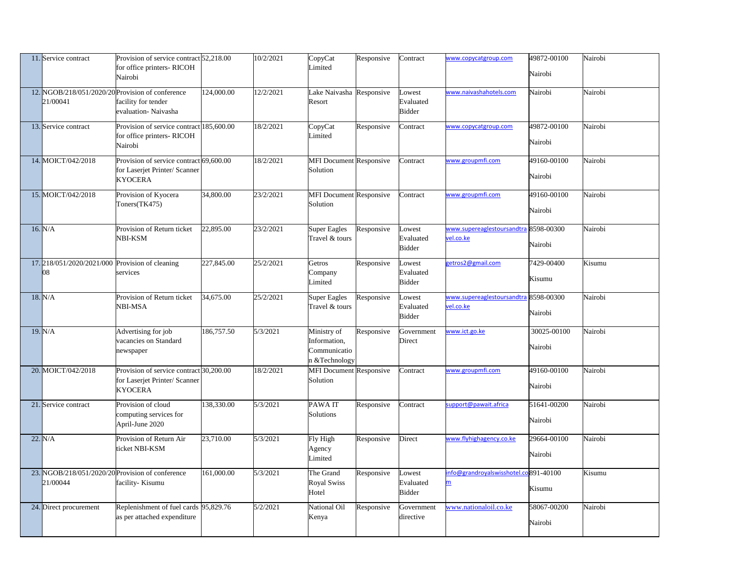| | | | | | | | | | | |
|---|---|---|---|---|---|---|---|---|---|---|
| 11. | Service contract | Provision of service contract for office printers- RICOH Nairobi | 52,218.00 | 10/2/2021 | CopyCat Limited | Responsive | Contract | www.copycatgroup.com | 49872-00100 Nairobi | Nairobi |
| 12. | NGOB/218/051/2020/2021/00041 | Provision of conference facility for tender evaluation- Naivasha | 124,000.00 | 12/2/2021 | Lake Naivasha Resort | Responsive | Lowest Evaluated Bidder | www.naivashahotels.com | Nairobi | Nairobi |
| 13. | Service contract | Provision of service contract for office printers- RICOH Nairobi | 185,600.00 | 18/2/2021 | CopyCat Limited | Responsive | Contract | www.copycatgroup.com | 49872-00100 Nairobi | Nairobi |
| 14. | MOICT/042/2018 | Provision of service contract for Laserjet Printer/ Scanner KYOCERA | 69,600.00 | 18/2/2021 | MFI Document Solution | Responsive | Contract | www.groupmfi.com | 49160-00100 Nairobi | Nairobi |
| 15. | MOICT/042/2018 | Provision of Kyocera Toners(TK475) | 34,800.00 | 23/2/2021 | MFI Document Solution | Responsive | Contract | www.groupmfi.com | 49160-00100 Nairobi | Nairobi |
| 16. | N/A | Provision of Return ticket NBI-KSM | 22,895.00 | 23/2/2021 | Super Eagles Travel & tours | Responsive | Lowest Evaluated Bidder | www.supereaglestoursandtravel.co.ke | 8598-00300 Nairobi | Nairobi |
| 17. | 218/051/2020/2021/00008 | Provision of cleaning services | 227,845.00 | 25/2/2021 | Getros Company Limited | Responsive | Lowest Evaluated Bidder | getros2@gmail.com | 7429-00400 Kisumu | Kisumu |
| 18. | N/A | Provision of Return ticket NBI-MSA | 34,675.00 | 25/2/2021 | Super Eagles Travel & tours | Responsive | Lowest Evaluated Bidder | www.supereaglestoursandtravel.co.ke | 8598-00300 Nairobi | Nairobi |
| 19. | N/A | Advertising for job vacancies on Standard newspaper | 186,757.50 | 5/3/2021 | Ministry of Information, Communication &Technology | Responsive | Government Direct | www.ict.go.ke | 30025-00100 Nairobi | Nairobi |
| 20. | MOICT/042/2018 | Provision of service contract for Laserjet Printer/ Scanner KYOCERA | 30,200.00 | 18/2/2021 | MFI Document Solution | Responsive | Contract | www.groupmfi.com | 49160-00100 Nairobi | Nairobi |
| 21. | Service contract | Provision of cloud computing services for April-June 2020 | 138,330.00 | 5/3/2021 | PAWA IT Solutions | Responsive | Contract | support@pawait.africa | 51641-00200 Nairobi | Nairobi |
| 22. | N/A | Provision of Return Air ticket NBI-KSM | 23,710.00 | 5/3/2021 | Fly High Agency Limited | Responsive | Direct | www.flyhighagency.co.ke | 29664-00100 Nairobi | Nairobi |
| 23. | NGOB/218/051/2020/2021/00044 | Provision of conference facility- Kisumu | 161,000.00 | 5/3/2021 | The Grand Royal Swiss Hotel | Responsive | Lowest Evaluated Bidder | info@grandroyalswisshotel.com | 891-40100 Kisumu | Kisumu |
| 24. | Direct procurement | Replenishment of fuel cards as per attached expenditure | 95,829.76 | 5/2/2021 | National Oil Kenya | Responsive | Government directive | www.nationaloil.co.ke | 58067-00200 Nairobi | Nairobi |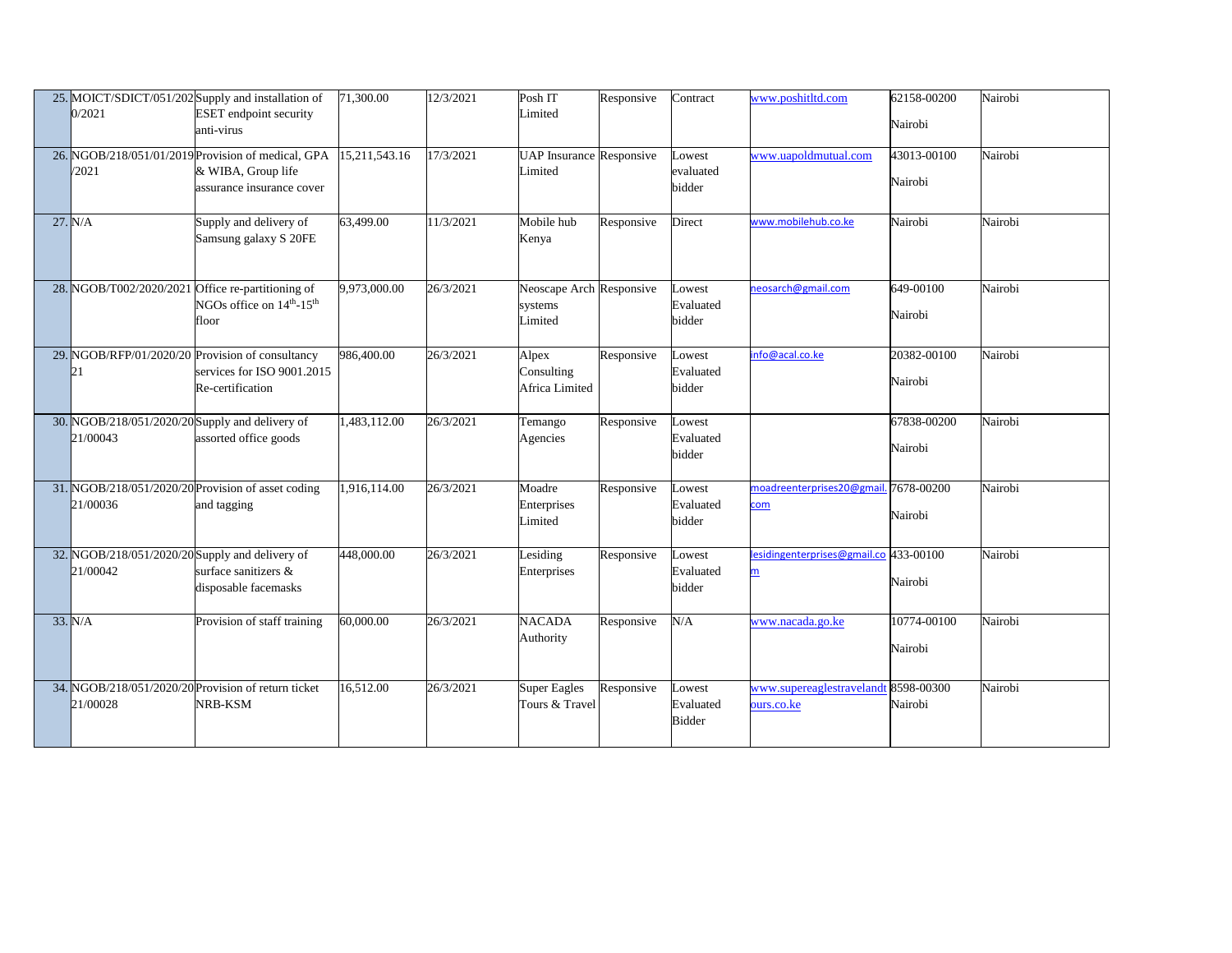| | | | | | | | | | | |
|---|---|---|---|---|---|---|---|---|---|---|
| 25. | MOICT/SDICT/051/2020/2021 | Supply and installation of ESET endpoint security anti-virus | 71,300.00 | 12/3/2021 | Posh IT Limited | Responsive | Contract | www.poshitltd.com | 62158-00200 Nairobi | Nairobi |
| 26. | NGOB/218/051/01/2019/2021 | Provision of medical, GPA & WIBA, Group life assurance insurance cover | 15,211,543.16 | 17/3/2021 | UAP Insurance Limited | Responsive | Lowest evaluated bidder | www.uapoldmutual.com | 43013-00100 Nairobi | Nairobi |
| 27. | N/A | Supply and delivery of Samsung galaxy S 20FE | 63,499.00 | 11/3/2021 | Mobile hub Kenya | Responsive | Direct | www.mobilehub.co.ke | Nairobi | Nairobi |
| 28. | NGOB/T002/2020/2021 | Office re-partitioning of NGOs office on 14th-15th floor | 9,973,000.00 | 26/3/2021 | Neoscape Arch systems Limited | Responsive | Lowest Evaluated bidder | neosarch@gmail.com | 649-00100 Nairobi | Nairobi |
| 29. | NGOB/RFP/01/2020/2021 | Provision of consultancy services for ISO 9001.2015 Re-certification | 986,400.00 | 26/3/2021 | Alpex Consulting Africa Limited | Responsive | Lowest Evaluated bidder | info@acal.co.ke | 20382-00100 Nairobi | Nairobi |
| 30. | NGOB/218/051/2020/2021/00043 | Supply and delivery of assorted office goods | 1,483,112.00 | 26/3/2021 | Temango Agencies | Responsive | Lowest Evaluated bidder | | 67838-00200 Nairobi | Nairobi |
| 31. | NGOB/218/051/2020/2021/00036 | Provision of asset coding and tagging | 1,916,114.00 | 26/3/2021 | Moadre Enterprises Limited | Responsive | Lowest Evaluated bidder | moadreenterprises20@gmail.com | 7678-00200 Nairobi | Nairobi |
| 32. | NGOB/218/051/2020/2021/00042 | Supply and delivery of surface sanitizers & disposable facemasks | 448,000.00 | 26/3/2021 | Lesiding Enterprises | Responsive | Lowest Evaluated bidder | lesidingenterprises@gmail.com | 433-00100 Nairobi | Nairobi |
| 33. | N/A | Provision of staff training | 60,000.00 | 26/3/2021 | NACADA Authority | Responsive | N/A | www.nacada.go.ke | 10774-00100 Nairobi | Nairobi |
| 34. | NGOB/218/051/2020/2021/00028 | Provision of return ticket NRB-KSM | 16,512.00 | 26/3/2021 | Super Eagles Tours & Travel | Responsive | Lowest Evaluated Bidder | www.supereaglestravelandtours.co.ke | 8598-00300 Nairobi | Nairobi |